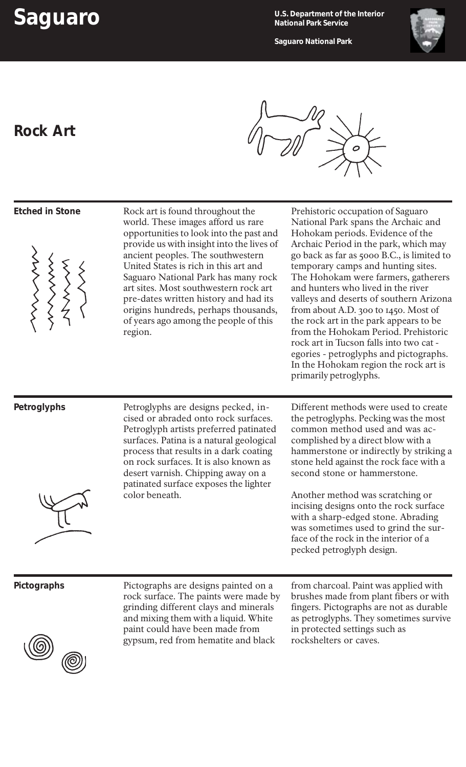# Saguaro

U.S. Department of the Interior
National Park Service

Saguaro National Park

## Rock Art

### Etched in Stone

Rock art is found throughout the world. These images afford us rare opportunities to look into the past and provide us with insight into the lives of ancient peoples. The southwestern United States is rich in this art and Saguaro National Park has many rock art sites. Most southwestern rock art pre-dates written history and had its origins hundreds, perhaps thousands, of years ago among the people of this region.

Prehistoric occupation of Saguaro National Park spans the Archaic and Hohokam periods. Evidence of the Archaic Period in the park, which may go back as far as 5000 B.C., is limited to temporary camps and hunting sites. The Hohokam were farmers, gatherers and hunters who lived in the river valleys and deserts of southern Arizona from about A.D. 300 to 1450. Most of the rock art in the park appears to be from the Hohokam Period. Prehistoric rock art in Tucson falls into two categories - petroglyphs and pictographs. In the Hohokam region the rock art is primarily petroglyphs.

### Petroglyphs

Petroglyphs are designs pecked, incised or abraded onto rock surfaces. Petroglyph artists preferred patinated surfaces. Patina is a natural geological process that results in a dark coating on rock surfaces. It is also known as desert varnish. Chipping away on a patinated surface exposes the lighter color beneath.

Different methods were used to create the petroglyphs. Pecking was the most common method used and was accomplished by a direct blow with a hammerstone or indirectly by striking a stone held against the rock face with a second stone or hammerstone.

Another method was scratching or incising designs onto the rock surface with a sharp-edged stone. Abrading was sometimes used to grind the surface of the rock in the interior of a pecked petroglyph design.

### Pictographs

Pictographs are designs painted on a rock surface. The paints were made by grinding different clays and minerals and mixing them with a liquid. White paint could have been made from gypsum, red from hematite and black from charcoal. Paint was applied with brushes made from plant fibers or with fingers. Pictographs are not as durable as petroglyphs. They sometimes survive in protected settings such as rockshelters or caves.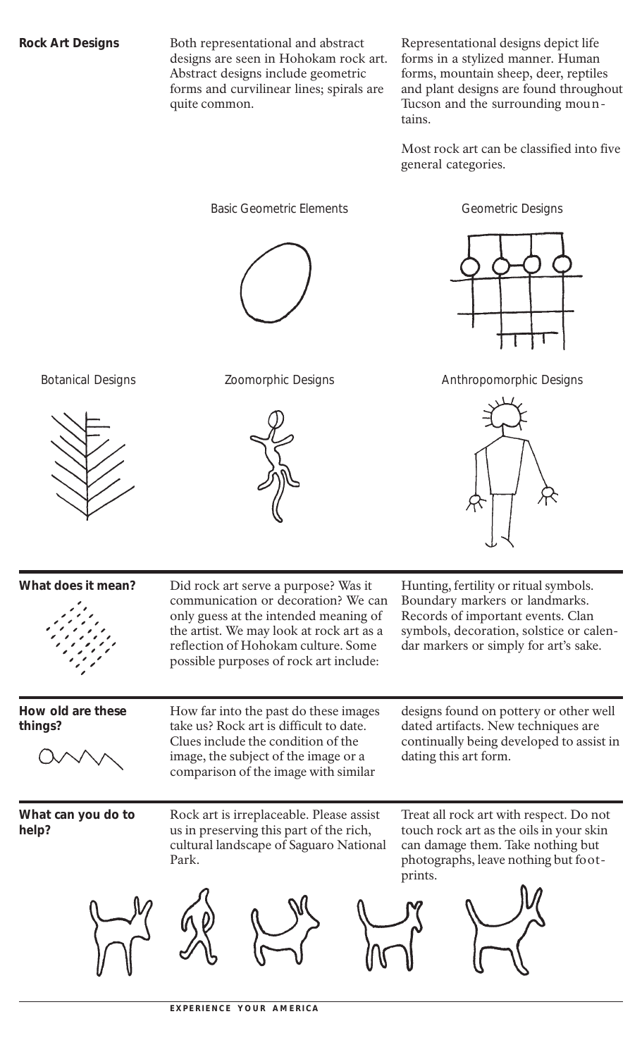## Rock Art Designs

Both representational and abstract designs are seen in Hohokam rock art. Abstract designs include geometric forms and curvilinear lines; spirals are quite common.

Representational designs depict life forms in a stylized manner. Human forms, mountain sheep, deer, reptiles and plant designs are found throughout Tucson and the surrounding mountains.

Most rock art can be classified into five general categories.

Basic Geometric Elements

Geometric Designs

Botanical Designs

Zoomorphic Designs

Anthropomorphic Designs

## What does it mean?

Did rock art serve a purpose? Was it communication or decoration? We can only guess at the intended meaning of the artist. We may look at rock art as a reflection of Hohokam culture. Some possible purposes of rock art include:

Hunting, fertility or ritual symbols. Boundary markers or landmarks. Records of important events. Clan symbols, decoration, solstice or calendar markers or simply for art's sake.

## How old are these things?

How far into the past do these images take us? Rock art is difficult to date. Clues include the condition of the image, the subject of the image or a comparison of the image with similar designs found on pottery or other well dated artifacts. New techniques are continually being developed to assist in dating this art form.

## What can you do to help?

Rock art is irreplaceable. Please assist us in preserving this part of the rich, cultural landscape of Saguaro National Park.

Treat all rock art with respect. Do not touch rock art as the oils in your skin can damage them. Take nothing but photographs, leave nothing but footprints.